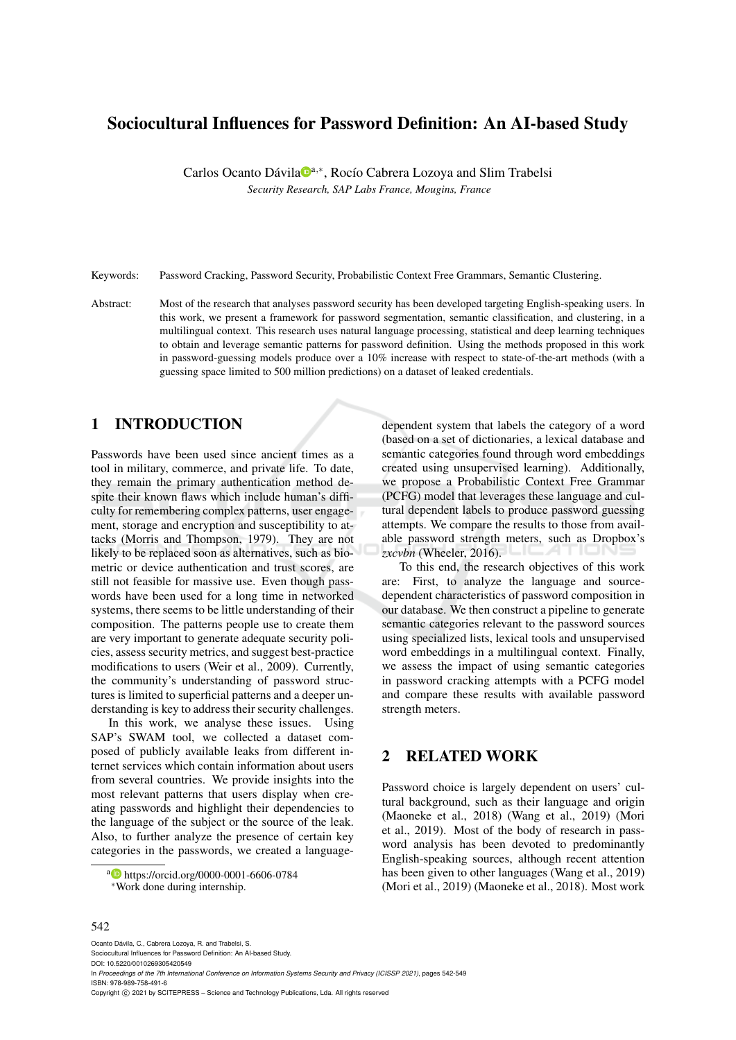# Sociocultural Influences for Password Definition: An AI-based Study

Carlos Ocanto Dávila[a,*], Rocío Cabrera Lozoya and Slim Trabelsi

*Security Research, SAP Labs France, Mougins, France*

Keywords: Password Cracking, Password Security, Probabilistic Context Free Grammars, Semantic Clustering.

Abstract: Most of the research that analyses password security has been developed targeting English-speaking users. In this work, we present a framework for password segmentation, semantic classification, and clustering, in a multilingual context. This research uses natural language processing, statistical and deep learning techniques to obtain and leverage semantic patterns for password definition. Using the methods proposed in this work in password-guessing models produce over a 10% increase with respect to state-of-the-art methods (with a guessing space limited to 500 million predictions) on a dataset of leaked credentials.

## 1 INTRODUCTION

Passwords have been used since ancient times as a tool in military, commerce, and private life. To date, they remain the primary authentication method despite their known flaws which include human's difficulty for remembering complex patterns, user engagement, storage and encryption and susceptibility to attacks (Morris and Thompson, 1979). They are not likely to be replaced soon as alternatives, such as biometric or device authentication and trust scores, are still not feasible for massive use. Even though passwords have been used for a long time in networked systems, there seems to be little understanding of their composition. The patterns people use to create them are very important to generate adequate security policies, assess security metrics, and suggest best-practice modifications to users (Weir et al., 2009). Currently, the community's understanding of password structures is limited to superficial patterns and a deeper understanding is key to address their security challenges.

In this work, we analyse these issues. Using SAP's SWAM tool, we collected a dataset composed of publicly available leaks from different internet services which contain information about users from several countries. We provide insights into the most relevant patterns that users display when creating passwords and highlight their dependencies to the language of the subject or the source of the leak. Also, to further analyze the presence of certain key categories in the passwords, we created a language-dependent system that labels the category of a word (based on a set of dictionaries, a lexical database and semantic categories found through word embeddings created using unsupervised learning). Additionally, we propose a Probabilistic Context Free Grammar (PCFG) model that leverages these language and cultural dependent labels to produce password guessing attempts. We compare the results to those from available password strength meters, such as Dropbox's *zxcvbn* (Wheeler, 2016).

To this end, the research objectives of this work are: First, to analyze the language and source-dependent characteristics of password composition in our database. We then construct a pipeline to generate semantic categories relevant to the password sources using specialized lists, lexical tools and unsupervised word embeddings in a multilingual context. Finally, we assess the impact of using semantic categories in password cracking attempts with a PCFG model and compare these results with available password strength meters.

## 2 RELATED WORK

Password choice is largely dependent on users' cultural background, such as their language and origin (Maoneke et al., 2018) (Wang et al., 2019) (Mori et al., 2019). Most of the body of research in password analysis has been devoted to predominantly English-speaking sources, although recent attention has been given to other languages (Wang et al., 2019) (Mori et al., 2019) (Maoneke et al., 2018). Most work

[a] https://orcid.org/0000-0001-6606-0784

[*] Work done during internship.

Ocanto Dávila, C., Cabrera Lozoya, R. and Trabelsi, S.
Sociocultural Influences for Password Definition: An AI-based Study.
DOI: 10.5220/0010269305420549
In *Proceedings of the 7th International Conference on Information Systems Security and Privacy (ICISSP 2021)*, pages 542-549
ISBN: 978-989-758-491-6
Copyright © 2021 by SCITEPRESS – Science and Technology Publications, Lda. All rights reserved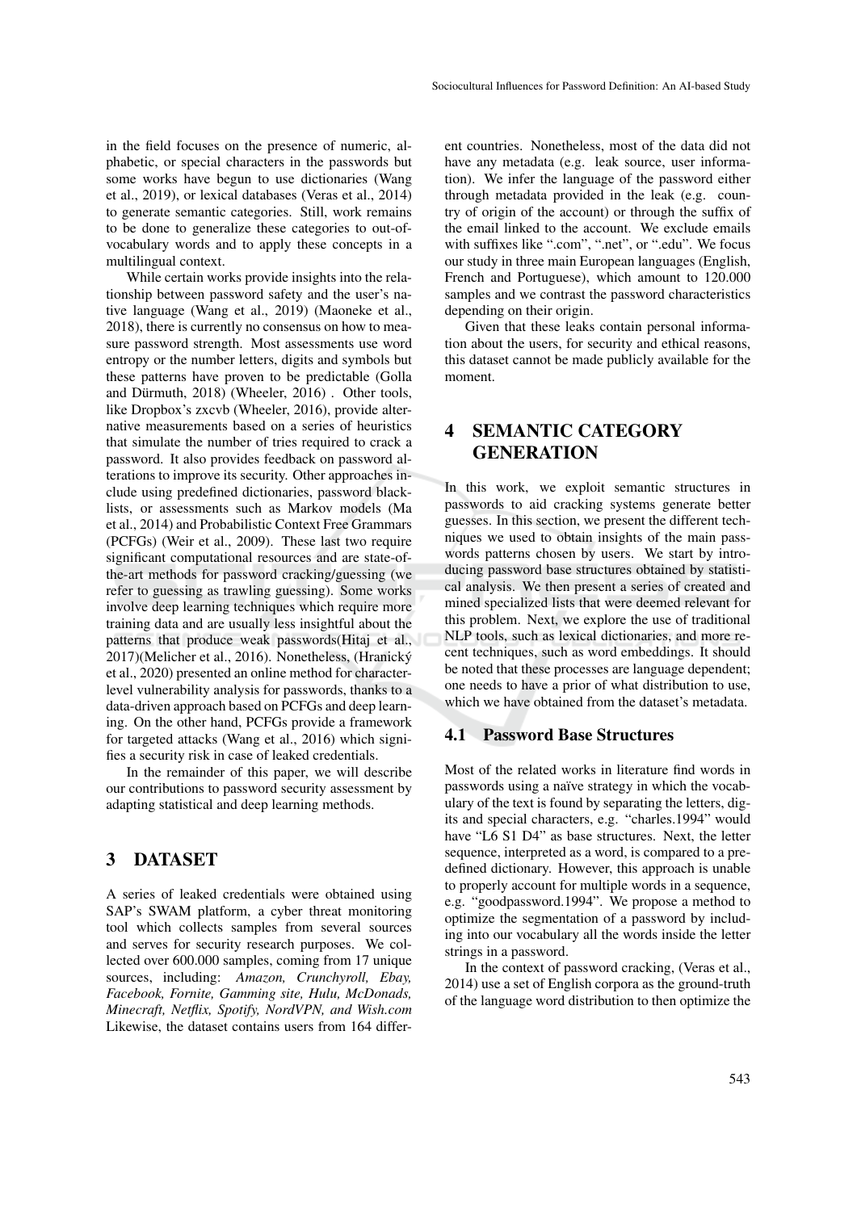in the field focuses on the presence of numeric, alphabetic, or special characters in the passwords but some works have begun to use dictionaries (Wang et al., 2019), or lexical databases (Veras et al., 2014) to generate semantic categories. Still, work remains to be done to generalize these categories to out-of-vocabulary words and to apply these concepts in a multilingual context.

While certain works provide insights into the relationship between password safety and the user's native language (Wang et al., 2019) (Maoneke et al., 2018), there is currently no consensus on how to measure password strength. Most assessments use word entropy or the number letters, digits and symbols but these patterns have proven to be predictable (Golla and Dürmuth, 2018) (Wheeler, 2016) . Other tools, like Dropbox's zxcvb (Wheeler, 2016), provide alternative measurements based on a series of heuristics that simulate the number of tries required to crack a password. It also provides feedback on password alterations to improve its security. Other approaches include using predefined dictionaries, password blacklists, or assessments such as Markov models (Ma et al., 2014) and Probabilistic Context Free Grammars (PCFGs) (Weir et al., 2009). These last two require significant computational resources and are state-of-the-art methods for password cracking/guessing (we refer to guessing as trawling guessing). Some works involve deep learning techniques which require more training data and are usually less insightful about the patterns that produce weak passwords(Hitaj et al., 2017)(Melicher et al., 2016). Nonetheless, (Hranický et al., 2020) presented an online method for character-level vulnerability analysis for passwords, thanks to a data-driven approach based on PCFGs and deep learning. On the other hand, PCFGs provide a framework for targeted attacks (Wang et al., 2016) which signifies a security risk in case of leaked credentials.

In the remainder of this paper, we will describe our contributions to password security assessment by adapting statistical and deep learning methods.

# 3 DATASET

A series of leaked credentials were obtained using SAP's SWAM platform, a cyber threat monitoring tool which collects samples from several sources and serves for security research purposes. We collected over 600.000 samples, coming from 17 unique sources, including: *Amazon, Crunchyroll, Ebay, Facebook, Fornite, Gamming site, Hulu, McDonads, Minecraft, Netflix, Spotify, NordVPN, and Wish.com* Likewise, the dataset contains users from 164 different countries. Nonetheless, most of the data did not have any metadata (e.g. leak source, user information). We infer the language of the password either through metadata provided in the leak (e.g. country of origin of the account) or through the suffix of the email linked to the account. We exclude emails with suffixes like ".com", ".net", or ".edu". We focus our study in three main European languages (English, French and Portuguese), which amount to 120.000 samples and we contrast the password characteristics depending on their origin.

Given that these leaks contain personal information about the users, for security and ethical reasons, this dataset cannot be made publicly available for the moment.

# 4 SEMANTIC CATEGORY GENERATION

In this work, we exploit semantic structures in passwords to aid cracking systems generate better guesses. In this section, we present the different techniques we used to obtain insights of the main passwords patterns chosen by users. We start by introducing password base structures obtained by statistical analysis. We then present a series of created and mined specialized lists that were deemed relevant for this problem. Next, we explore the use of traditional NLP tools, such as lexical dictionaries, and more recent techniques, such as word embeddings. It should be noted that these processes are language dependent; one needs to have a prior of what distribution to use, which we have obtained from the dataset's metadata.

## 4.1 Password Base Structures

Most of the related works in literature find words in passwords using a naïve strategy in which the vocabulary of the text is found by separating the letters, digits and special characters, e.g. "charles.1994" would have "L6 S1 D4" as base structures. Next, the letter sequence, interpreted as a word, is compared to a predefined dictionary. However, this approach is unable to properly account for multiple words in a sequence, e.g. "goodpassword.1994". We propose a method to optimize the segmentation of a password by including into our vocabulary all the words inside the letter strings in a password.

In the context of password cracking, (Veras et al., 2014) use a set of English corpora as the ground-truth of the language word distribution to then optimize the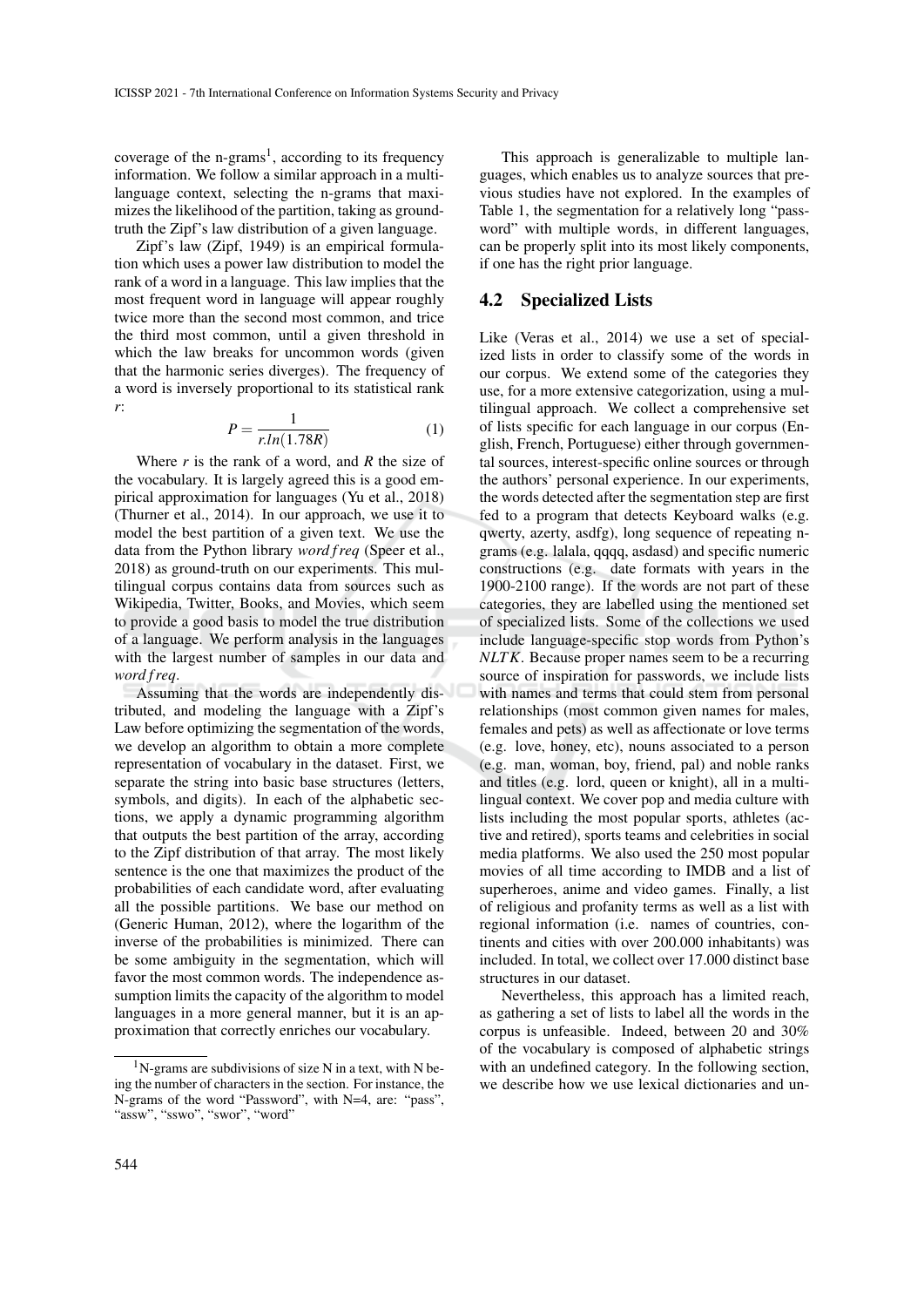coverage of the n-grams[1], according to its frequency information. We follow a similar approach in a multi-language context, selecting the n-grams that maximizes the likelihood of the partition, taking as ground-truth the Zipf's law distribution of a given language.

Zipf's law (Zipf, 1949) is an empirical formulation which uses a power law distribution to model the rank of a word in a language. This law implies that the most frequent word in language will appear roughly twice more than the second most common, and trice the third most common, until a given threshold in which the law breaks for uncommon words (given that the harmonic series diverges). The frequency of a word is inversely proportional to its statistical rank $r$:

$$P = \frac{1}{r.ln(1.78R)} \quad (1)$$

Where $r$ is the rank of a word, and $R$ the size of the vocabulary. It is largely agreed this is a good empirical approximation for languages (Yu et al., 2018) (Thurner et al., 2014). In our approach, we use it to model the best partition of a given text. We use the data from the Python library *wordfreq* (Speer et al., 2018) as ground-truth on our experiments. This multilingual corpus contains data from sources such as Wikipedia, Twitter, Books, and Movies, which seem to provide a good basis to model the true distribution of a language. We perform analysis in the languages with the largest number of samples in our data and *wordfreq*.

Assuming that the words are independently distributed, and modeling the language with a Zipf's Law before optimizing the segmentation of the words, we develop an algorithm to obtain a more complete representation of vocabulary in the dataset. First, we separate the string into basic base structures (letters, symbols, and digits). In each of the alphabetic sections, we apply a dynamic programming algorithm that outputs the best partition of the array, according to the Zipf distribution of that array. The most likely sentence is the one that maximizes the product of the probabilities of each candidate word, after evaluating all the possible partitions. We base our method on (Generic Human, 2012), where the logarithm of the inverse of the probabilities is minimized. There can be some ambiguity in the segmentation, which will favor the most common words. The independence assumption limits the capacity of the algorithm to model languages in a more general manner, but it is an approximation that correctly enriches our vocabulary.

[1] N-grams are subdivisions of size N in a text, with N being the number of characters in the section. For instance, the N-grams of the word "Password", with N=4, are: "pass", "assw", "sswo", "swor", "word"

This approach is generalizable to multiple languages, which enables us to analyze sources that previous studies have not explored. In the examples of Table 1, the segmentation for a relatively long "password" with multiple words, in different languages, can be properly split into its most likely components, if one has the right prior language.

## 4.2 Specialized Lists

Like (Veras et al., 2014) we use a set of specialized lists in order to classify some of the words in our corpus. We extend some of the categories they use, for a more extensive categorization, using a multilingual approach. We collect a comprehensive set of lists specific for each language in our corpus (English, French, Portuguese) either through governmental sources, interest-specific online sources or through the authors' personal experience. In our experiments, the words detected after the segmentation step are first fed to a program that detects Keyboard walks (e.g. qwerty, azerty, asdfg), long sequence of repeating n-grams (e.g. lalala, qqqq, asdasd) and specific numeric constructions (e.g. date formats with years in the 1900-2100 range). If the words are not part of these categories, they are labelled using the mentioned set of specialized lists. Some of the collections we used include language-specific stop words from Python's *NLTK*. Because proper names seem to be a recurring source of inspiration for passwords, we include lists with names and terms that could stem from personal relationships (most common given names for males, females and pets) as well as affectionate or love terms (e.g. love, honey, etc), nouns associated to a person (e.g. man, woman, boy, friend, pal) and noble ranks and titles (e.g. lord, queen or knight), all in a multilingual context. We cover pop and media culture with lists including the most popular sports, athletes (active and retired), sports teams and celebrities in social media platforms. We also used the 250 most popular movies of all time according to IMDB and a list of superheroes, anime and video games. Finally, a list of religious and profanity terms as well as a list with regional information (i.e. names of countries, continents and cities with over 200.000 inhabitants) was included. In total, we collect over 17.000 distinct base structures in our dataset.

Nevertheless, this approach has a limited reach, as gathering a set of lists to label all the words in the corpus is unfeasible. Indeed, between 20 and 30% of the vocabulary is composed of alphabetic strings with an undefined category. In the following section, we describe how we use lexical dictionaries and un-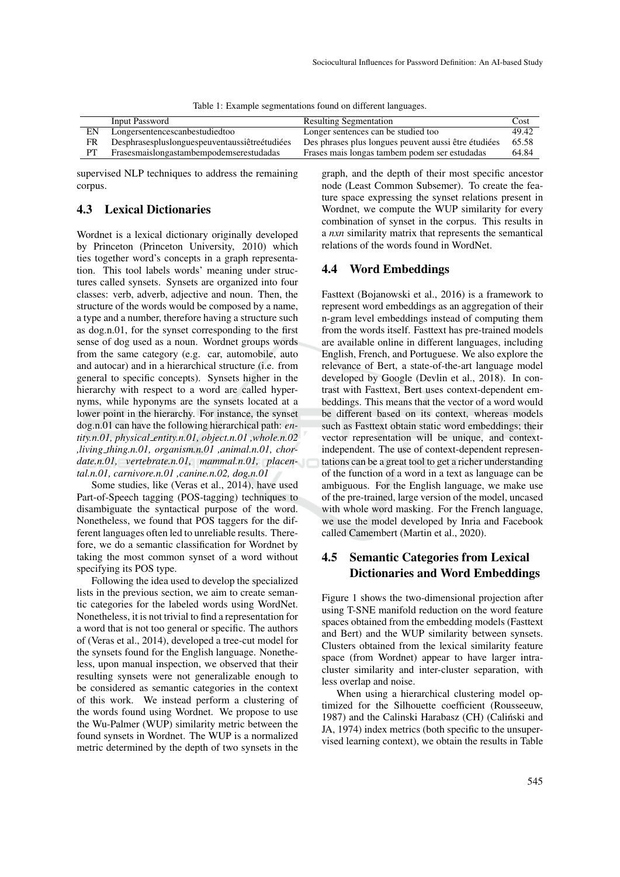Table 1: Example segmentations found on different languages.

| | Input Password | Resulting Segmentation | Cost |
|---|---|---|---|
| EN | Longersentencescanbestudiedtoo | Longer sentences can be studied too | 49.42 |
| FR | Desphrasespluslonguespeuventaussiêtreétudiées | Des phrases plus longues peuvent aussi être étudiées | 65.58 |
| PT | Frasesmaislongastambempodemserestudadas | Frases mais longas tambem podem ser estudadas | 64.84 |

supervised NLP techniques to address the remaining corpus.

## 4.3 Lexical Dictionaries

Wordnet is a lexical dictionary originally developed by Princeton (Princeton University, 2010) which ties together word's concepts in a graph representation. This tool labels words' meaning under structures called synsets. Synsets are organized into four classes: verb, adverb, adjective and noun. Then, the structure of the words would be composed by a name, a type and a number, therefore having a structure such as dog.n.01, for the synset corresponding to the first sense of dog used as a noun. Wordnet groups words from the same category (e.g. car, automobile, auto and autocar) and in a hierarchical structure (i.e. from general to specific concepts). Synsets higher in the hierarchy with respect to a word are called hypernyms, while hyponyms are the synsets located at a lower point in the hierarchy. For instance, the synset dog.n.01 can have the following hierarchical path: *entity.n.01, physical_entity.n.01, object.n.01 ,whole.n.02 ,living_thing.n.01, organism.n.01 ,animal.n.01, chordate.n.01, vertebrate.n.01, mammal.n.01, placental.n.01, carnivore.n.01 ,canine.n.02, dog.n.01*

Some studies, like (Veras et al., 2014), have used Part-of-Speech tagging (POS-tagging) techniques to disambiguate the syntactical purpose of the word. Nonetheless, we found that POS taggers for the different languages often led to unreliable results. Therefore, we do a semantic classification for Wordnet by taking the most common synset of a word without specifying its POS type.

Following the idea used to develop the specialized lists in the previous section, we aim to create semantic categories for the labeled words using WordNet. Nonetheless, it is not trivial to find a representation for a word that is not too general or specific. The authors of (Veras et al., 2014), developed a tree-cut model for the synsets found for the English language. Nonetheless, upon manual inspection, we observed that their resulting synsets were not generalizable enough to be considered as semantic categories in the context of this work. We instead perform a clustering of the words found using Wordnet. We propose to use the Wu-Palmer (WUP) similarity metric between the found synsets in Wordnet. The WUP is a normalized metric determined by the depth of two synsets in the graph, and the depth of their most specific ancestor node (Least Common Subsemer). To create the feature space expressing the synset relations present in Wordnet, we compute the WUP similarity for every combination of synset in the corpus. This results in a *nxn* similarity matrix that represents the semantical relations of the words found in WordNet.

## 4.4 Word Embeddings

Fasttext (Bojanowski et al., 2016) is a framework to represent word embeddings as an aggregation of their n-gram level embeddings instead of computing them from the words itself. Fasttext has pre-trained models are available online in different languages, including English, French, and Portuguese. We also explore the relevance of Bert, a state-of-the-art language model developed by Google (Devlin et al., 2018). In contrast with Fasttext, Bert uses context-dependent embeddings. This means that the vector of a word would be different based on its context, whereas models such as Fasttext obtain static word embeddings; their vector representation will be unique, and context-independent. The use of context-dependent representations can be a great tool to get a richer understanding of the function of a word in a text as language can be ambiguous. For the English language, we make use of the pre-trained, large version of the model, uncased with whole word masking. For the French language, we use the model developed by Inria and Facebook called Camembert (Martin et al., 2020).

## 4.5 Semantic Categories from Lexical Dictionaries and Word Embeddings

Figure 1 shows the two-dimensional projection after using T-SNE manifold reduction on the word feature spaces obtained from the embedding models (Fasttext and Bert) and the WUP similarity between synsets. Clusters obtained from the lexical similarity feature space (from Wordnet) appear to have larger intra-cluster similarity and inter-cluster separation, with less overlap and noise.

When using a hierarchical clustering model optimized for the Silhouette coefficient (Rousseeuw, 1987) and the Calinski Harabasz (CH) (Caliński and JA, 1974) index metrics (both specific to the unsupervised learning context), we obtain the results in Table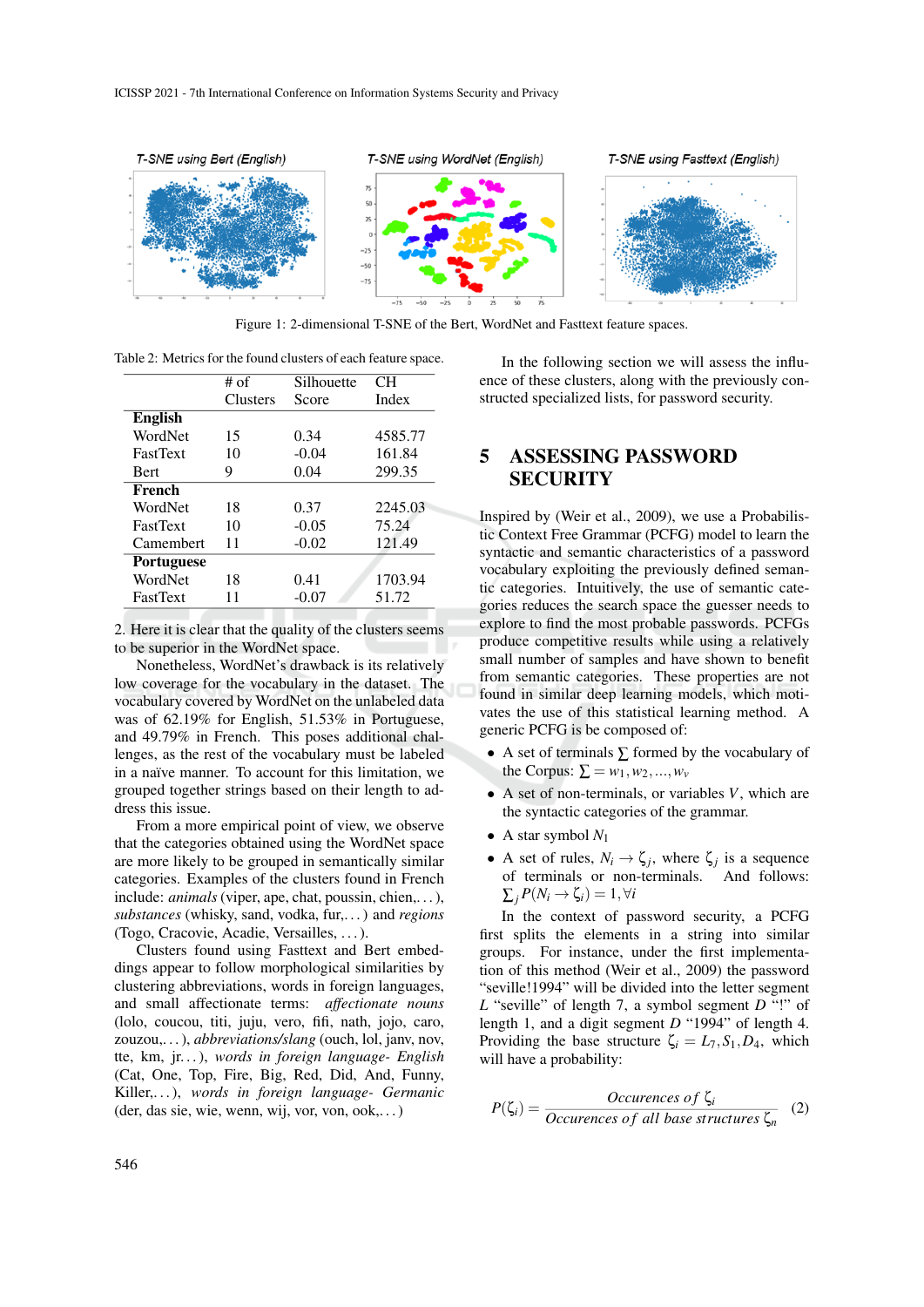Figure 1: 2-dimensional T-SNE of the Bert, WordNet and Fasttext feature spaces.

Table 2: Metrics for the found clusters of each feature space.

| | # of Clusters | Silhouette Score | CH Index |
|---|---|---|---|
| **English** | | | |
| WordNet | 15 | 0.34 | 4585.77 |
| FastText | 10 | -0.04 | 161.84 |
| Bert | 9 | 0.04 | 299.35 |
| **French** | | | |
| WordNet | 18 | 0.37 | 2245.03 |
| FastText | 10 | -0.05 | 75.24 |
| Camembert | 11 | -0.02 | 121.49 |
| **Portuguese** | | | |
| WordNet | 18 | 0.41 | 1703.94 |
| FastText | 11 | -0.07 | 51.72 |

2. Here it is clear that the quality of the clusters seems to be superior in the WordNet space.

Nonetheless, WordNet's drawback is its relatively low coverage for the vocabulary in the dataset. The vocabulary covered by WordNet on the unlabeled data was of 62.19% for English, 51.53% in Portuguese, and 49.79% in French. This poses additional challenges, as the rest of the vocabulary must be labeled in a naïve manner. To account for this limitation, we grouped together strings based on their length to address this issue.

From a more empirical point of view, we observe that the categories obtained using the WordNet space are more likely to be grouped in semantically similar categories. Examples of the clusters found in French include: *animals* (viper, ape, chat, poussin, chien,...), *substances* (whisky, sand, vodka, fur,...) and *regions* (Togo, Cracovie, Acadie, Versailles, ...).

Clusters found using Fasttext and Bert embeddings appear to follow morphological similarities by clustering abbreviations, words in foreign languages, and small affectionate terms: *affectionate nouns* (lolo, coucou, titi, juju, vero, fifi, nath, jojo, caro, zouzou,...), *abbreviations/slang* (ouch, lol, janv, nov, tte, km, jr...), *words in foreign language- English* (Cat, One, Top, Fire, Big, Red, Did, And, Funny, Killer,...), *words in foreign language- Germanic* (der, das sie, wie, wenn, wij, vor, von, ook,...)

In the following section we will assess the influence of these clusters, along with the previously constructed specialized lists, for password security.

## 5 ASSESSING PASSWORD SECURITY

Inspired by (Weir et al., 2009), we use a Probabilistic Context Free Grammar (PCFG) model to learn the syntactic and semantic characteristics of a password vocabulary exploiting the previously defined semantic categories. Intuitively, the use of semantic categories reduces the search space the guesser needs to explore to find the most probable passwords. PCFGs produce competitive results while using a relatively small number of samples and have shown to benefit from semantic categories. These properties are not found in similar deep learning models, which motivates the use of this statistical learning method. A generic PCFG is be composed of:

- A set of terminals $\Sigma$ formed by the vocabulary of the Corpus: $\Sigma = w_1, w_2, ..., w_v$
- A set of non-terminals, or variables $V$, which are the syntactic categories of the grammar.
- A star symbol $N_1$
- A set of rules, $N_i \rightarrow \zeta_j$, where $\zeta_j$ is a sequence of terminals or non-terminals. And follows: $\sum_j P(N_i \rightarrow \zeta_i) = 1, \forall i$

In the context of password security, a PCFG first splits the elements in a string into similar groups. For instance, under the first implementation of this method (Weir et al., 2009) the password "seville!1994" will be divided into the letter segment $L$ "seville" of length 7, a symbol segment $D$ "!" of length 1, and a digit segment $D$ "1994" of length 4. Providing the base structure $\zeta_i = L_7, S_1, D_4$, which will have a probability:

$$P(\zeta_i) = \frac{Occurences\ of\ \zeta_i}{Occurences\ of\ all\ base\ structures\ \zeta_n} \quad (2)$$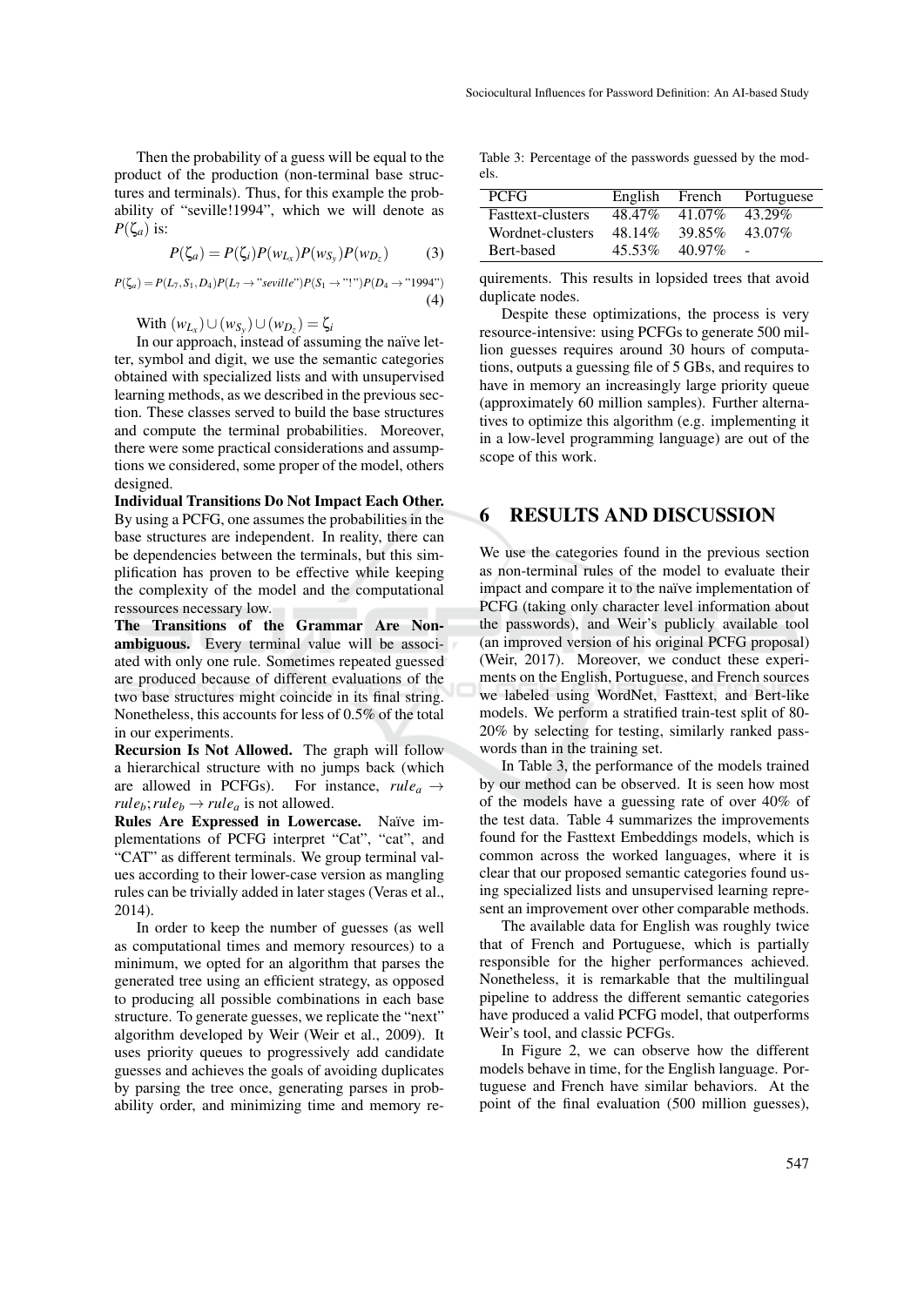Then the probability of a guess will be equal to the product of the production (non-terminal base structures and terminals). Thus, for this example the probability of "seville!1994", which we will denote as $P(\zeta_a)$ is:

$$P(\zeta_a) = P(\zeta_i)P(w_{L_x})P(w_{S_y})P(w_{D_z}) \tag{3}$$

$$P(\zeta_a) = P(L_7, S_1, D_4)P(L_7 \rightarrow \text{"seville"})P(S_1 \rightarrow \text{"!"})P(D_4 \rightarrow \text{"1994"}) \tag{4}$$

With $(w_{L_x}) \cup (w_{S_y}) \cup (w_{D_z}) = \zeta_i$

In our approach, instead of assuming the naïve letter, symbol and digit, we use the semantic categories obtained with specialized lists and with unsupervised learning methods, as we described in the previous section. These classes served to build the base structures and compute the terminal probabilities. Moreover, there were some practical considerations and assumptions we considered, some proper of the model, others designed.

**Individual Transitions Do Not Impact Each Other.** By using a PCFG, one assumes the probabilities in the base structures are independent. In reality, there can be dependencies between the terminals, but this simplification has proven to be effective while keeping the complexity of the model and the computational ressources necessary low.

**The Transitions of the Grammar Are Nonambiguous.** Every terminal value will be associated with only one rule. Sometimes repeated guessed are produced because of different evaluations of the two base structures might coincide in its final string. Nonetheless, this accounts for less of 0.5% of the total in our experiments.

**Recursion Is Not Allowed.** The graph will follow a hierarchical structure with no jumps back (which are allowed in PCFGs). For instance, $rule_a \rightarrow rule_b; rule_b \rightarrow rule_a$ is not allowed.

**Rules Are Expressed in Lowercase.** Naïve implementations of PCFG interpret "Cat", "cat", and "CAT" as different terminals. We group terminal values according to their lower-case version as mangling rules can be trivially added in later stages (Veras et al., 2014).

In order to keep the number of guesses (as well as computational times and memory resources) to a minimum, we opted for an algorithm that parses the generated tree using an efficient strategy, as opposed to producing all possible combinations in each base structure. To generate guesses, we replicate the "next" algorithm developed by Weir (Weir et al., 2009). It uses priority queues to progressively add candidate guesses and achieves the goals of avoiding duplicates by parsing the tree once, generating parses in probability order, and minimizing time and memory requirements. This results in lopsided trees that avoid duplicate nodes.

Table 3: Percentage of the passwords guessed by the models.

| PCFG | English | French | Portuguese |
|---|---|---|---|
| Fasttext-clusters | 48.47% | 41.07% | 43.29% |
| Wordnet-clusters | 48.14% | 39.85% | 43.07% |
| Bert-based | 45.53% | 40.97% | - |

Despite these optimizations, the process is very resource-intensive: using PCFGs to generate 500 million guesses requires around 30 hours of computations, outputs a guessing file of 5 GBs, and requires to have in memory an increasingly large priority queue (approximately 60 million samples). Further alternatives to optimize this algorithm (e.g. implementing it in a low-level programming language) are out of the scope of this work.

# 6 RESULTS AND DISCUSSION

We use the categories found in the previous section as non-terminal rules of the model to evaluate their impact and compare it to the naïve implementation of PCFG (taking only character level information about the passwords), and Weir's publicly available tool (an improved version of his original PCFG proposal) (Weir, 2017). Moreover, we conduct these experiments on the English, Portuguese, and French sources we labeled using WordNet, Fasttext, and Bert-like models. We perform a stratified train-test split of 80-20% by selecting for testing, similarly ranked passwords than in the training set.

In Table 3, the performance of the models trained by our method can be observed. It is seen how most of the models have a guessing rate of over 40% of the test data. Table 4 summarizes the improvements found for the Fasttext Embeddings models, which is common across the worked languages, where it is clear that our proposed semantic categories found using specialized lists and unsupervised learning represent an improvement over other comparable methods.

The available data for English was roughly twice that of French and Portuguese, which is partially responsible for the higher performances achieved. Nonetheless, it is remarkable that the multilingual pipeline to address the different semantic categories have produced a valid PCFG model, that outperforms Weir's tool, and classic PCFGs.

In Figure 2, we can observe how the different models behave in time, for the English language. Portuguese and French have similar behaviors. At the point of the final evaluation (500 million guesses),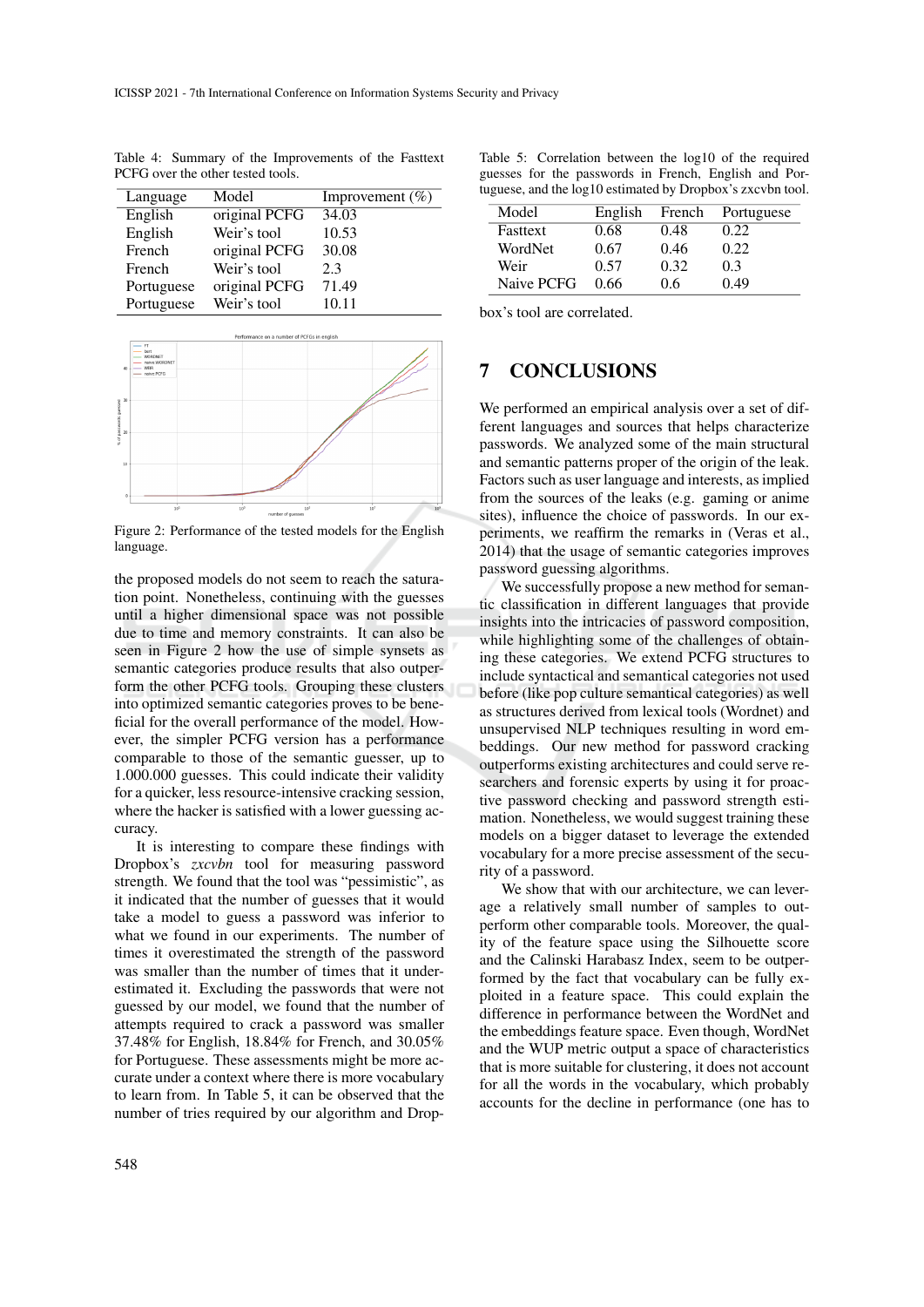Table 4: Summary of the Improvements of the Fasttext PCFG over the other tested tools.

| Language | Model | Improvement (%) |
| --- | --- | --- |
| English | original PCFG | 34.03 |
| English | Weir's tool | 10.53 |
| French | original PCFG | 30.08 |
| French | Weir's tool | 2.3 |
| Portuguese | original PCFG | 71.49 |
| Portuguese | Weir's tool | 10.11 |

Figure 2: Performance of the tested models for the English language.

the proposed models do not seem to reach the saturation point. Nonetheless, continuing with the guesses until a higher dimensional space was not possible due to time and memory constraints. It can also be seen in Figure 2 how the use of simple synsets as semantic categories produce results that also outperform the other PCFG tools. Grouping these clusters into optimized semantic categories proves to be beneficial for the overall performance of the model. However, the simpler PCFG version has a performance comparable to those of the semantic guesser, up to 1.000.000 guesses. This could indicate their validity for a quicker, less resource-intensive cracking session, where the hacker is satisfied with a lower guessing accuracy.

It is interesting to compare these findings with Dropbox's *zxcvbn* tool for measuring password strength. We found that the tool was "pessimistic", as it indicated that the number of guesses that it would take a model to guess a password was inferior to what we found in our experiments. The number of times it overestimated the strength of the password was smaller than the number of times that it underestimated it. Excluding the passwords that were not guessed by our model, we found that the number of attempts required to crack a password was smaller 37.48% for English, 18.84% for French, and 30.05% for Portuguese. These assessments might be more accurate under a context where there is more vocabulary to learn from. In Table 5, it can be observed that the number of tries required by our algorithm and Dropbox's tool are correlated.

Table 5: Correlation between the log10 of the required guesses for the passwords in French, English and Portuguese, and the log10 estimated by Dropbox's zxcvbn tool.

| Model | English | French | Portuguese |
| --- | --- | --- | --- |
| Fasttext | 0.68 | 0.48 | 0.22 |
| WordNet | 0.67 | 0.46 | 0.22 |
| Weir | 0.57 | 0.32 | 0.3 |
| Naive PCFG | 0.66 | 0.6 | 0.49 |

# 7 CONCLUSIONS

We performed an empirical analysis over a set of different languages and sources that helps characterize passwords. We analyzed some of the main structural and semantic patterns proper of the origin of the leak. Factors such as user language and interests, as implied from the sources of the leaks (e.g. gaming or anime sites), influence the choice of passwords. In our experiments, we reaffirm the remarks in (Veras et al., 2014) that the usage of semantic categories improves password guessing algorithms.

We successfully propose a new method for semantic classification in different languages that provide insights into the intricacies of password composition, while highlighting some of the challenges of obtaining these categories. We extend PCFG structures to include syntactical and semantical categories not used before (like pop culture semantical categories) as well as structures derived from lexical tools (Wordnet) and unsupervised NLP techniques resulting in word embeddings. Our new method for password cracking outperforms existing architectures and could serve researchers and forensic experts by using it for proactive password checking and password strength estimation. Nonetheless, we would suggest training these models on a bigger dataset to leverage the extended vocabulary for a more precise assessment of the security of a password.

We show that with our architecture, we can leverage a relatively small number of samples to outperform other comparable tools. Moreover, the quality of the feature space using the Silhouette score and the Calinski Harabasz Index, seem to be outperformed by the fact that vocabulary can be fully exploited in a feature space. This could explain the difference in performance between the WordNet and the embeddings feature space. Even though, WordNet and the WUP metric output a space of characteristics that is more suitable for clustering, it does not account for all the words in the vocabulary, which probably accounts for the decline in performance (one has to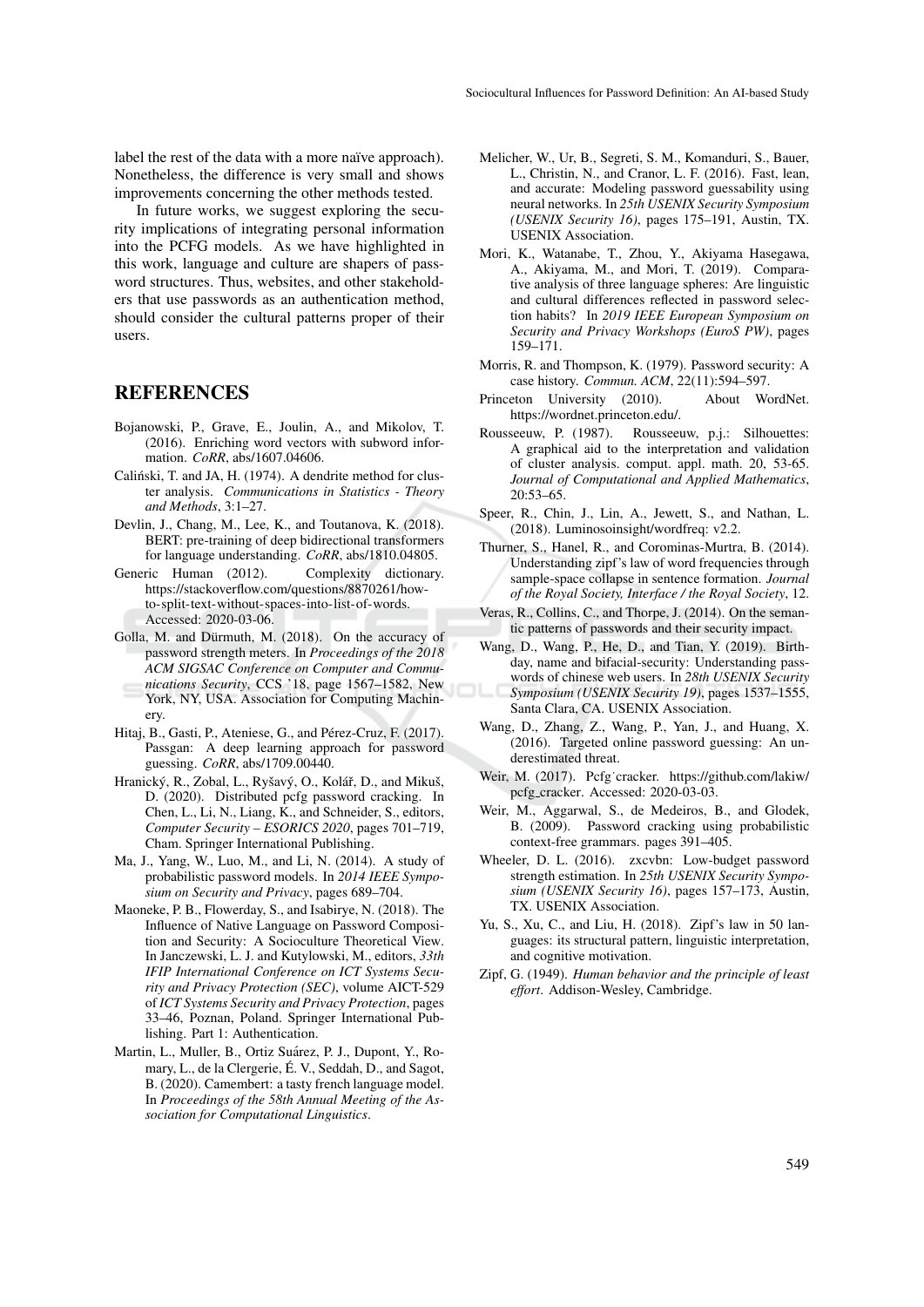label the rest of the data with a more naïve approach). Nonetheless, the difference is very small and shows improvements concerning the other methods tested.

In future works, we suggest exploring the security implications of integrating personal information into the PCFG models. As we have highlighted in this work, language and culture are shapers of password structures. Thus, websites, and other stakeholders that use passwords as an authentication method, should consider the cultural patterns proper of their users.

## REFERENCES

Bojanowski, P., Grave, E., Joulin, A., and Mikolov, T. (2016). Enriching word vectors with subword information. *CoRR*, abs/1607.04606.

Caliński, T. and JA, H. (1974). A dendrite method for cluster analysis. *Communications in Statistics - Theory and Methods*, 3:1–27.

Devlin, J., Chang, M., Lee, K., and Toutanova, K. (2018). BERT: pre-training of deep bidirectional transformers for language understanding. *CoRR*, abs/1810.04805.

Generic Human (2012). Complexity dictionary. https://stackoverflow.com/questions/8870261/how-to-split-text-without-spaces-into-list-of-words. Accessed: 2020-03-06.

Golla, M. and Dürmuth, M. (2018). On the accuracy of password strength meters. In *Proceedings of the 2018 ACM SIGSAC Conference on Computer and Communications Security*, CCS '18, page 1567–1582, New York, NY, USA. Association for Computing Machinery.

Hitaj, B., Gasti, P., Ateniese, G., and Pérez-Cruz, F. (2017). Passgan: A deep learning approach for password guessing. *CoRR*, abs/1709.00440.

Hranický, R., Zobal, L., Ryšavý, O., Kolář, D., and Mikuš, D. (2020). Distributed pcfg password cracking. In Chen, L., Li, N., Liang, K., and Schneider, S., editors, *Computer Security – ESORICS 2020*, pages 701–719, Cham. Springer International Publishing.

Ma, J., Yang, W., Luo, M., and Li, N. (2014). A study of probabilistic password models. In *2014 IEEE Symposium on Security and Privacy*, pages 689–704.

Maoneke, P. B., Flowerday, S., and Isabirye, N. (2018). The Influence of Native Language on Password Composition and Security: A Socioculture Theoretical View. In Janczewski, L. J. and Kutylowski, M., editors, *33th IFIP International Conference on ICT Systems Security and Privacy Protection (SEC)*, volume AICT-529 of *ICT Systems Security and Privacy Protection*, pages 33–46, Poznan, Poland. Springer International Publishing. Part 1: Authentication.

Martin, L., Muller, B., Ortiz Suárez, P. J., Dupont, Y., Romary, L., de la Clergerie, É. V., Seddah, D., and Sagot, B. (2020). Camembert: a tasty french language model. In *Proceedings of the 58th Annual Meeting of the Association for Computational Linguistics*.

Melicher, W., Ur, B., Segreti, S. M., Komanduri, S., Bauer, L., Christin, N., and Cranor, L. F. (2016). Fast, lean, and accurate: Modeling password guessability using neural networks. In *25th USENIX Security Symposium (USENIX Security 16)*, pages 175–191, Austin, TX. USENIX Association.

Mori, K., Watanabe, T., Zhou, Y., Akiyama Hasegawa, A., Akiyama, M., and Mori, T. (2019). Comparative analysis of three language spheres: Are linguistic and cultural differences reflected in password selection habits? In *2019 IEEE European Symposium on Security and Privacy Workshops (EuroS PW)*, pages 159–171.

Morris, R. and Thompson, K. (1979). Password security: A case history. *Commun. ACM*, 22(11):594–597.

Princeton University (2010). About WordNet. https://wordnet.princeton.edu/.

Rousseeuw, P. (1987). Rousseeuw, p.j.: Silhouettes: A graphical aid to the interpretation and validation of cluster analysis. comput. appl. math. 20, 53-65. *Journal of Computational and Applied Mathematics*, 20:53–65.

Speer, R., Chin, J., Lin, A., Jewett, S., and Nathan, L. (2018). Luminosoinsight/wordfreq: v2.2.

Thurner, S., Hanel, R., and Corominas-Murtra, B. (2014). Understanding zipf's law of word frequencies through sample-space collapse in sentence formation. *Journal of the Royal Society, Interface / the Royal Society*, 12.

Veras, R., Collins, C., and Thorpe, J. (2014). On the semantic patterns of passwords and their security impact.

Wang, D., Wang, P., He, D., and Tian, Y. (2019). Birthday, name and bifacial-security: Understanding passwords of chinese web users. In *28th USENIX Security Symposium (USENIX Security 19)*, pages 1537–1555, Santa Clara, CA. USENIX Association.

Wang, D., Zhang, Z., Wang, P., Yan, J., and Huang, X. (2016). Targeted online password guessing: An underestimated threat.

Weir, M. (2017). Pcfg˙cracker. https://github.com/lakiw/pcfg_cracker. Accessed: 2020-03-03.

Weir, M., Aggarwal, S., de Medeiros, B., and Glodek, B. (2009). Password cracking using probabilistic context-free grammars. pages 391–405.

Wheeler, D. L. (2016). zxcvbn: Low-budget password strength estimation. In *25th USENIX Security Symposium (USENIX Security 16)*, pages 157–173, Austin, TX. USENIX Association.

Yu, S., Xu, C., and Liu, H. (2018). Zipf's law in 50 languages: its structural pattern, linguistic interpretation, and cognitive motivation.

Zipf, G. (1949). *Human behavior and the principle of least effort*. Addison-Wesley, Cambridge.